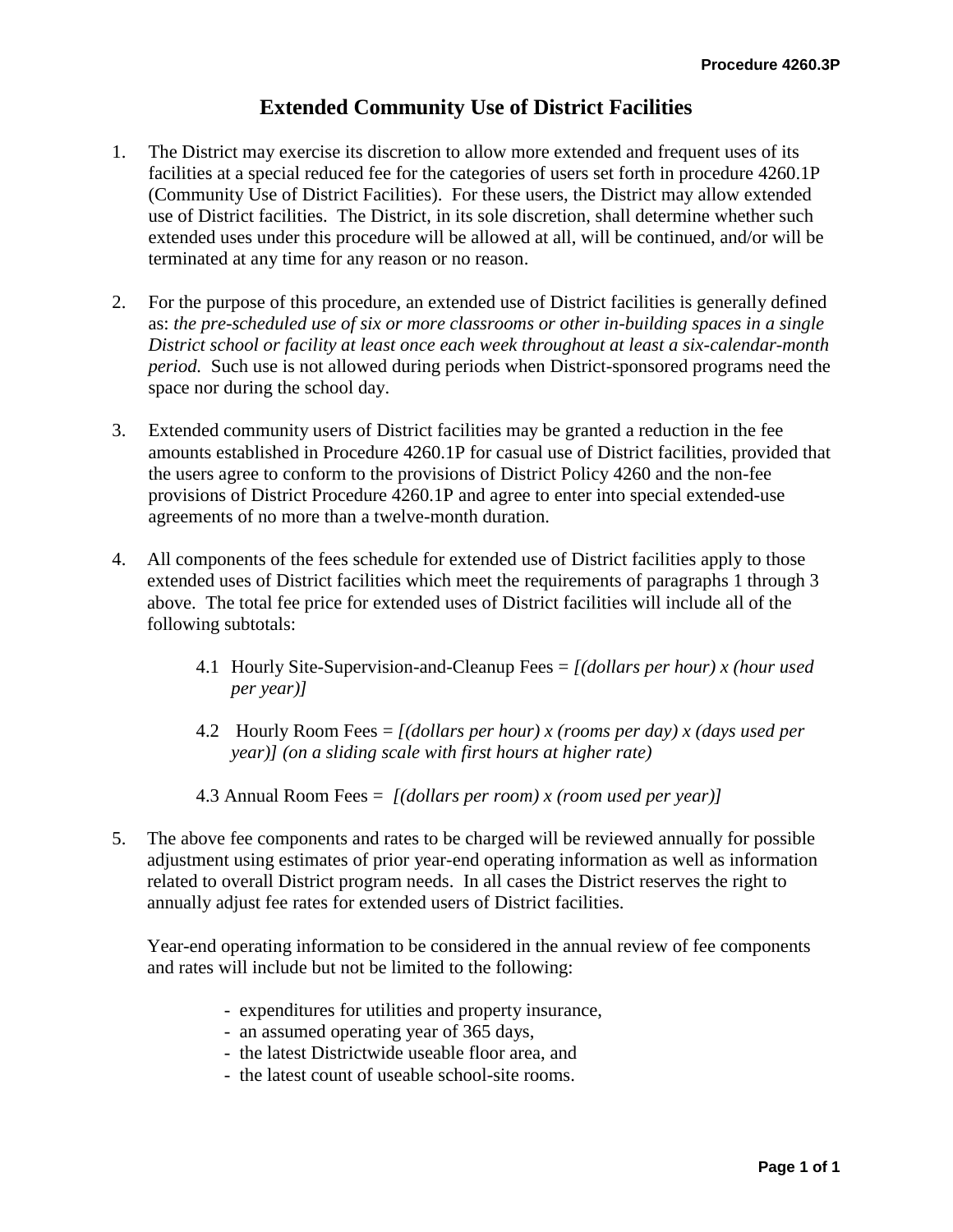Procedure 4260.3P

# Extended Community Use of District Facilities

1. The District may exercise its discretion to allow more extended and frequent uses of its facilities at a special reduced fee for the categories of users set forth in procedure 4260.1P (Community Use of District Facilities). For these users, the District may allow extended use of District facilities. The District, in its sole discretion, shall determine whether such extended uses under this procedure will be allowed at all, will be continued, and/or will be terminated at any time for any reason or no reason.

2. For the purpose of this procedure, an extended use of District facilities is generally defined as: *the pre-scheduled use of six or more classrooms or other in-building spaces in a single District school or facility at least once each week throughout at least a six-calendar-month period.* Such use is not allowed during periods when District-sponsored programs need the space nor during the school day.

3. Extended community users of District facilities may be granted a reduction in the fee amounts established in Procedure 4260.1P for casual use of District facilities, provided that the users agree to conform to the provisions of District Policy 4260 and the non-fee provisions of District Procedure 4260.1P and agree to enter into special extended-use agreements of no more than a twelve-month duration.

4. All components of the fees schedule for extended use of District facilities apply to those extended uses of District facilities which meet the requirements of paragraphs 1 through 3 above. The total fee price for extended uses of District facilities will include all of the following subtotals:

   4.1 Hourly Site-Supervision-and-Cleanup Fees = *[(dollars per hour) x (hour used per year)]*

   4.2 Hourly Room Fees = *[(dollars per hour) x (rooms per day) x (days used per year)] (on a sliding scale with first hours at higher rate)*

   4.3 Annual Room Fees = *[(dollars per room) x (room used per year)]*

5. The above fee components and rates to be charged will be reviewed annually for possible adjustment using estimates of prior year-end operating information as well as information related to overall District program needs. In all cases the District reserves the right to annually adjust fee rates for extended users of District facilities.

   Year-end operating information to be considered in the annual review of fee components and rates will include but not be limited to the following:

   - expenditures for utilities and property insurance,
   - an assumed operating year of 365 days,
   - the latest Districtwide useable floor area, and
   - the latest count of useable school-site rooms.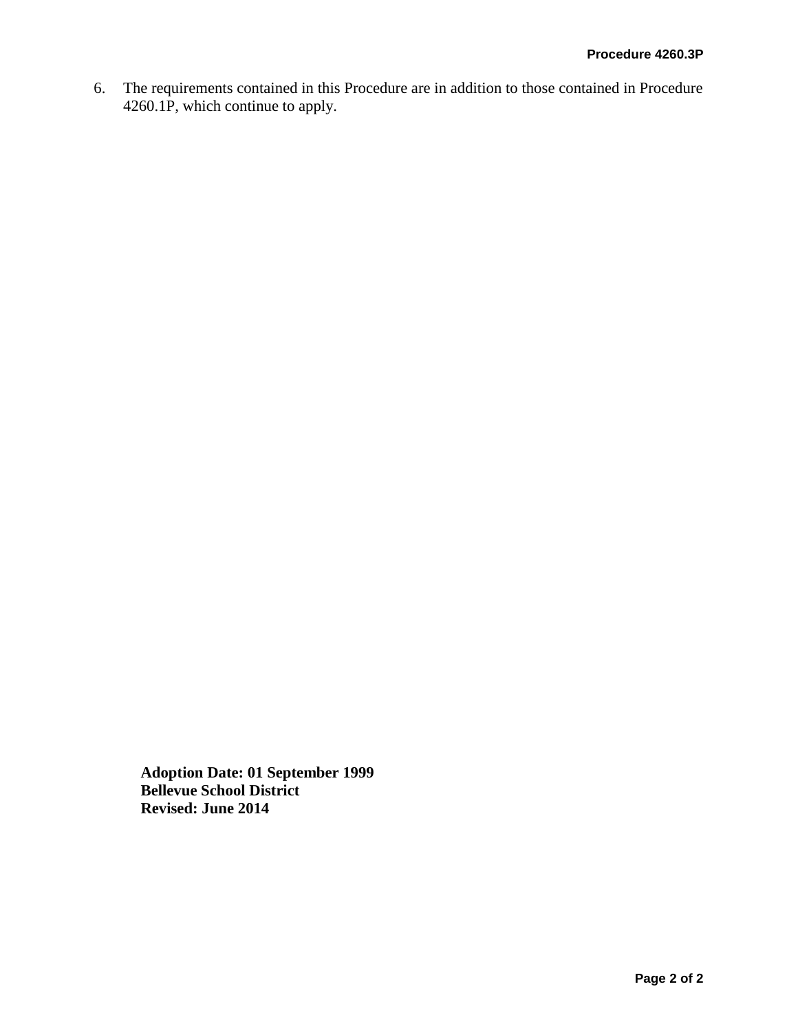6. The requirements contained in this Procedure are in addition to those contained in Procedure 4260.1P, which continue to apply.

**Adoption Date: 01 September 1999**
**Bellevue School District**
**Revised: June 2014**